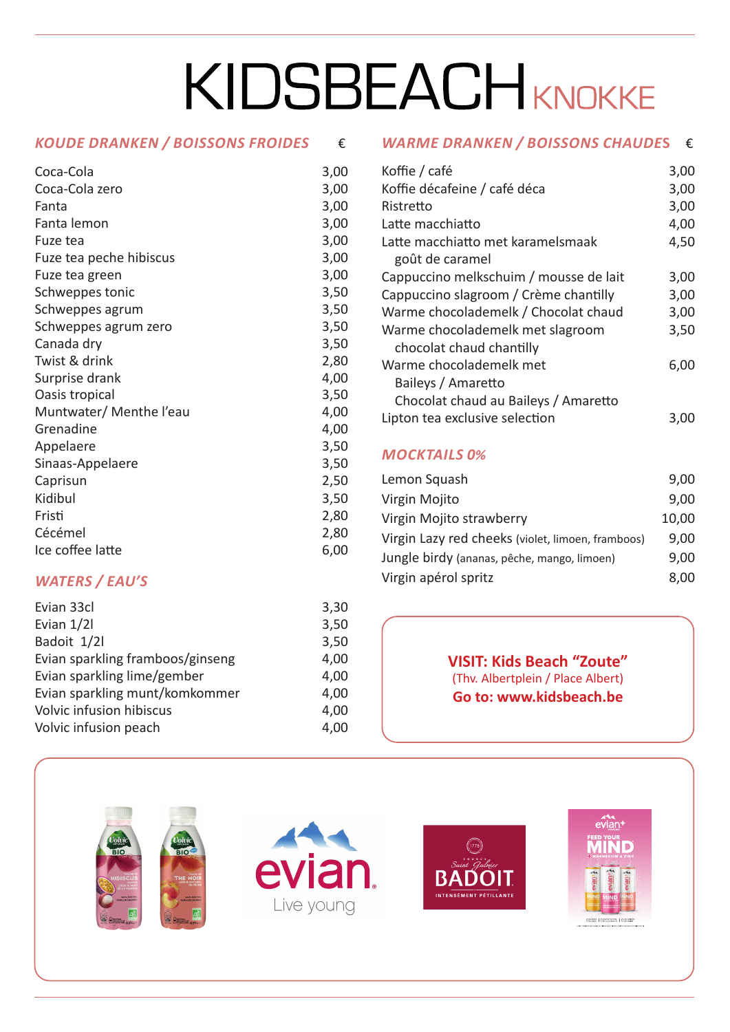# KIDSBEACH KNOKKE

## KOUDE DRANKEN / BOISSONS FROIDES

| Item | € |
|---|---|
| Coca-Cola | 3,00 |
| Coca-Cola zero | 3,00 |
| Fanta | 3,00 |
| Fanta lemon | 3,00 |
| Fuze tea | 3,00 |
| Fuze tea peche hibiscus | 3,00 |
| Fuze tea green | 3,00 |
| Schweppes tonic | 3,50 |
| Schweppes agrum | 3,50 |
| Schweppes agrum zero | 3,50 |
| Canada dry | 3,50 |
| Twist & drink | 2,80 |
| Surprise drank | 4,00 |
| Oasis tropical | 3,50 |
| Muntwater/ Menthe l'eau | 4,00 |
| Grenadine | 4,00 |
| Appelaere | 3,50 |
| Sinaas-Appelaere | 3,50 |
| Caprisun | 2,50 |
| Kidibul | 3,50 |
| Fristi | 2,80 |
| Cécémel | 2,80 |
| Ice coffee latte | 6,00 |

## WATERS / EAU'S

| Item | € |
|---|---|
| Evian 33cl | 3,30 |
| Evian 1/2l | 3,50 |
| Badoit 1/2l | 3,50 |
| Evian sparkling framboos/ginseng | 4,00 |
| Evian sparkling lime/gember | 4,00 |
| Evian sparkling munt/komkommer | 4,00 |
| Volvic infusion hibiscus | 4,00 |
| Volvic infusion peach | 4,00 |

## WARME DRANKEN / BOISSONS CHAUDES

| Item | € |
|---|---|
| Koffie / café | 3,00 |
| Koffie décafeine / café déca | 3,00 |
| Ristretto | 3,00 |
| Latte macchiatto | 4,00 |
| Latte macchiatto met karamelsmaak goût de caramel | 4,50 |
| Cappuccino melkschuim / mousse de lait | 3,00 |
| Cappuccino slagroom / Crème chantilly | 3,00 |
| Warme chocolademelk / Chocolat chaud | 3,00 |
| Warme chocolademelk met slagroom chocolat chaud chantilly | 3,50 |
| Warme chocolademelk met Baileys / Amaretto Chocolat chaud au Baileys / Amaretto | 6,00 |
| Lipton tea exclusive selection | 3,00 |

## MOCKTAILS 0%

| Item | € |
|---|---|
| Lemon Squash | 9,00 |
| Virgin Mojito | 9,00 |
| Virgin Mojito strawberry | 10,00 |
| Virgin Lazy red cheeks (violet, limoen, framboos) | 9,00 |
| Jungle birdy (ananas, pêche, mango, limoen) | 9,00 |
| Virgin apérol spritz | 8,00 |

**VISIT: Kids Beach "Zoute"**
(Thv. Albertplein / Place Albert)
**Go to: www.kidsbeach.be**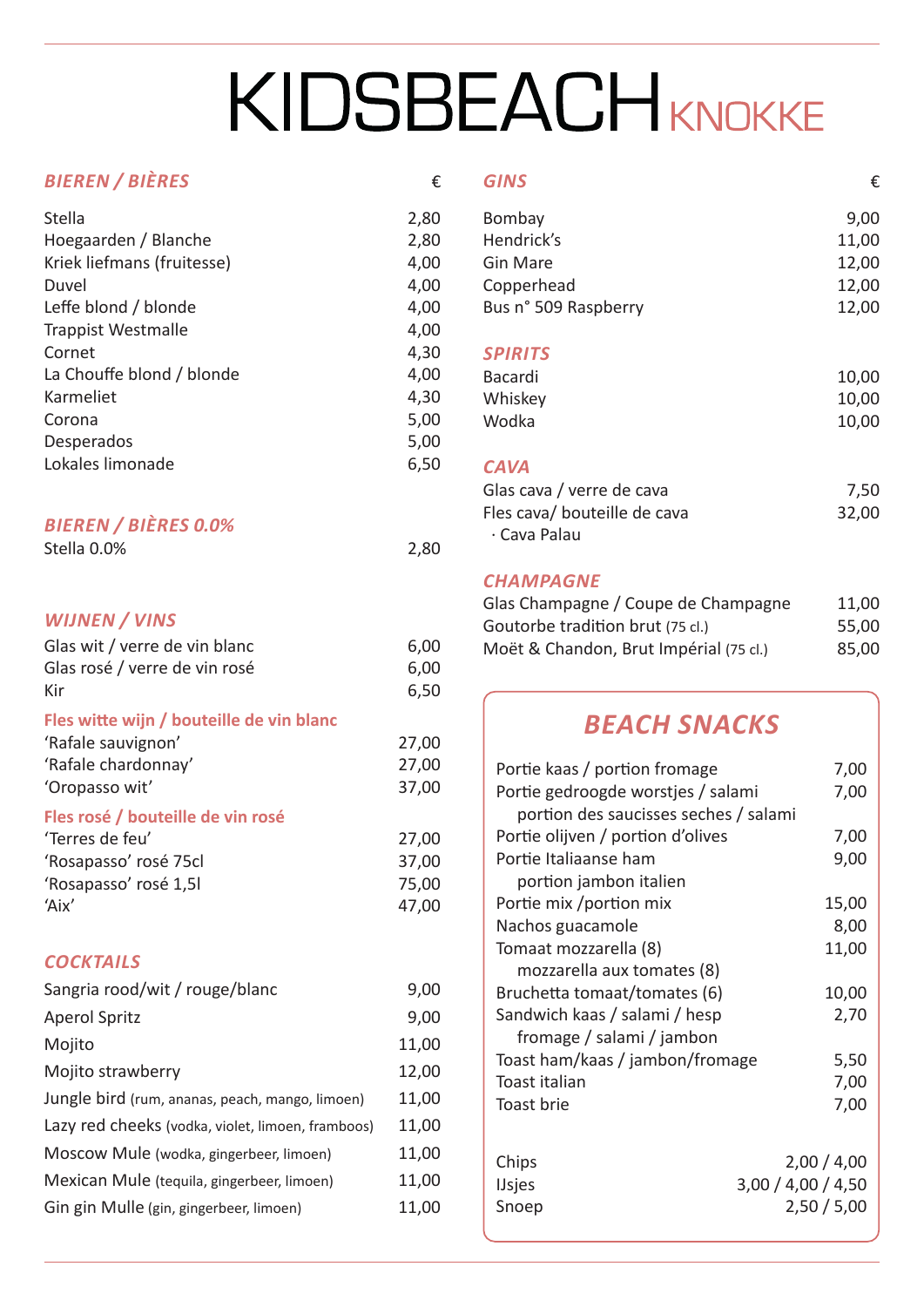# KIDSBEACH KNOKKE

## *BIEREN / BIÈRES*

| | € |
|---|---|
| Stella | 2,80 |
| Hoegaarden / Blanche | 2,80 |
| Kriek liefmans (fruitesse) | 4,00 |
| Duvel | 4,00 |
| Leffe blond / blonde | 4,00 |
| Trappist Westmalle | 4,00 |
| Cornet | 4,30 |
| La Chouffe blond / blonde | 4,00 |
| Karmeliet | 4,30 |
| Corona | 5,00 |
| Desperados | 5,00 |
| Lokales limonade | 6,50 |

## *BIEREN / BIÈRES 0.0%*

| | |
|---|---|
| Stella 0.0% | 2,80 |

## *WIJNEN / VINS*

| | |
|---|---|
| Glas wit / verre de vin blanc | 6,00 |
| Glas rosé / verre de vin rosé | 6,00 |
| Kir | 6,50 |

**Fles witte wijn / bouteille de vin blanc**

| | |
|---|---|
| 'Rafale sauvignon' | 27,00 |
| 'Rafale chardonnay' | 27,00 |
| 'Oropasso wit' | 37,00 |

**Fles rosé / bouteille de vin rosé**

| | |
|---|---|
| 'Terres de feu' | 27,00 |
| 'Rosapasso' rosé 75cl | 37,00 |
| 'Rosapasso' rosé 1,5l | 75,00 |
| 'Aix' | 47,00 |

## *COCKTAILS*

| | |
|---|---|
| Sangria rood/wit / rouge/blanc | 9,00 |
| Aperol Spritz | 9,00 |
| Mojito | 11,00 |
| Mojito strawberry | 12,00 |
| Jungle bird (rum, ananas, peach, mango, limoen) | 11,00 |
| Lazy red cheeks (vodka, violet, limoen, framboos) | 11,00 |
| Moscow Mule (wodka, gingerbeer, limoen) | 11,00 |
| Mexican Mule (tequila, gingerbeer, limoen) | 11,00 |
| Gin gin Mulle (gin, gingerbeer, limoen) | 11,00 |

## *GINS*

| | € |
|---|---|
| Bombay | 9,00 |
| Hendrick's | 11,00 |
| Gin Mare | 12,00 |
| Copperhead | 12,00 |
| Bus n° 509 Raspberry | 12,00 |

## *SPIRITS*

| | |
|---|---|
| Bacardi | 10,00 |
| Whiskey | 10,00 |
| Wodka | 10,00 |

## *CAVA*

| | |
|---|---|
| Glas cava / verre de cava | 7,50 |
| Fles cava/ bouteille de cava<br>· Cava Palau | 32,00 |

## *CHAMPAGNE*

| | |
|---|---|
| Glas Champagne / Coupe de Champagne | 11,00 |
| Goutorbe tradition brut (75 cl.) | 55,00 |
| Moët & Chandon, Brut Impérial (75 cl.) | 85,00 |

## *BEACH SNACKS*

| | |
|---|---|
| Portie kaas / portion fromage | 7,00 |
| Portie gedroogde worstjes / salami<br>portion des saucisses seches / salami | 7,00 |
| Portie olijven / portion d'olives | 7,00 |
| Portie Italiaanse ham<br>portion jambon italien | 9,00 |
| Portie mix /portion mix | 15,00 |
| Nachos guacamole | 8,00 |
| Tomaat mozzarella (8)<br>mozzarella aux tomates (8) | 11,00 |
| Bruchetta tomaat/tomates (6) | 10,00 |
| Sandwich kaas / salami / hesp<br>fromage / salami / jambon | 2,70 |
| Toast ham/kaas / jambon/fromage | 5,50 |
| Toast italian | 7,00 |
| Toast brie | 7,00 |

| | |
|---|---|
| Chips | 2,00 / 4,00 |
| IJsjes | 3,00 / 4,00 / 4,50 |
| Snoep | 2,50 / 5,00 |